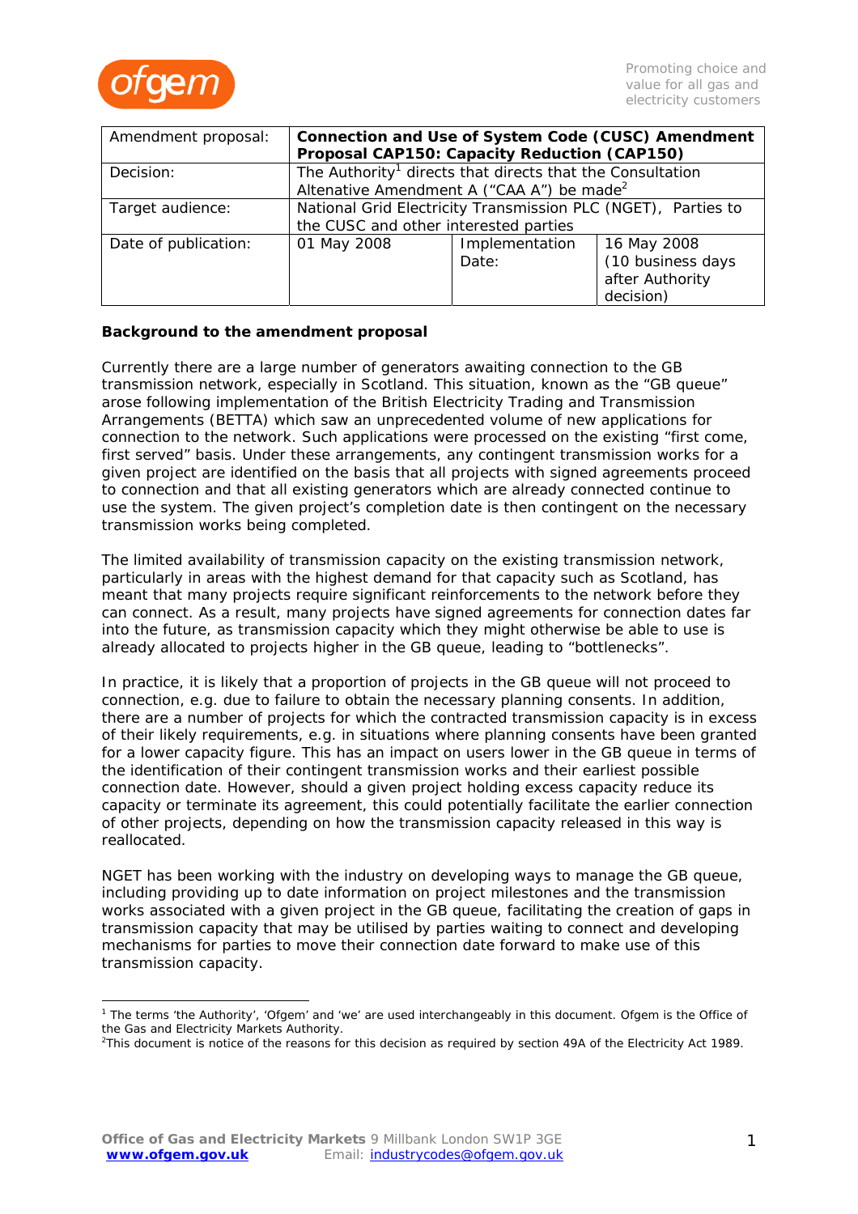| Amendment proposal: | **Connection and Use of System Code (CUSC) Amendment Proposal CAP150: Capacity Reduction (CAP150)** | | |
|---|---|---|---|
| Decision: | The Authority[1] directs that directs that the Consultation Altenative Amendment A ("CAA A") be made[2] | | |
| Target audience: | National Grid Electricity Transmission PLC (NGET), Parties to the CUSC and other interested parties | | |
| Date of publication: | 01 May 2008 | Implementation Date: | 16 May 2008 (10 business days after Authority decision) |

**Background to the amendment proposal**

Currently there are a large number of generators awaiting connection to the GB transmission network, especially in Scotland. This situation, known as the "GB queue" arose following implementation of the British Electricity Trading and Transmission Arrangements (BETTA) which saw an unprecedented volume of new applications for connection to the network. Such applications were processed on the existing "first come, first served" basis. Under these arrangements, any contingent transmission works for a given project are identified on the basis that all projects with signed agreements proceed to connection and that all existing generators which are already connected continue to use the system. The given project's completion date is then contingent on the necessary transmission works being completed.

The limited availability of transmission capacity on the existing transmission network, particularly in areas with the highest demand for that capacity such as Scotland, has meant that many projects require significant reinforcements to the network before they can connect. As a result, many projects have signed agreements for connection dates far into the future, as transmission capacity which they might otherwise be able to use is already allocated to projects higher in the GB queue, leading to "bottlenecks".

In practice, it is likely that a proportion of projects in the GB queue will not proceed to connection, e.g. due to failure to obtain the necessary planning consents. In addition, there are a number of projects for which the contracted transmission capacity is in excess of their likely requirements, e.g. in situations where planning consents have been granted for a lower capacity figure. This has an impact on users lower in the GB queue in terms of the identification of their contingent transmission works and their earliest possible connection date. However, should a given project holding excess capacity reduce its capacity or terminate its agreement, this could potentially facilitate the earlier connection of other projects, depending on how the transmission capacity released in this way is reallocated.

NGET has been working with the industry on developing ways to manage the GB queue, including providing up to date information on project milestones and the transmission works associated with a given project in the GB queue, facilitating the creation of gaps in transmission capacity that may be utilised by parties waiting to connect and developing mechanisms for parties to move their connection date forward to make use of this transmission capacity.

---

[1] The terms 'the Authority', 'Ofgem' and 'we' are used interchangeably in this document. Ofgem is the Office of the Gas and Electricity Markets Authority.

[2] This document is notice of the reasons for this decision as required by section 49A of the Electricity Act 1989.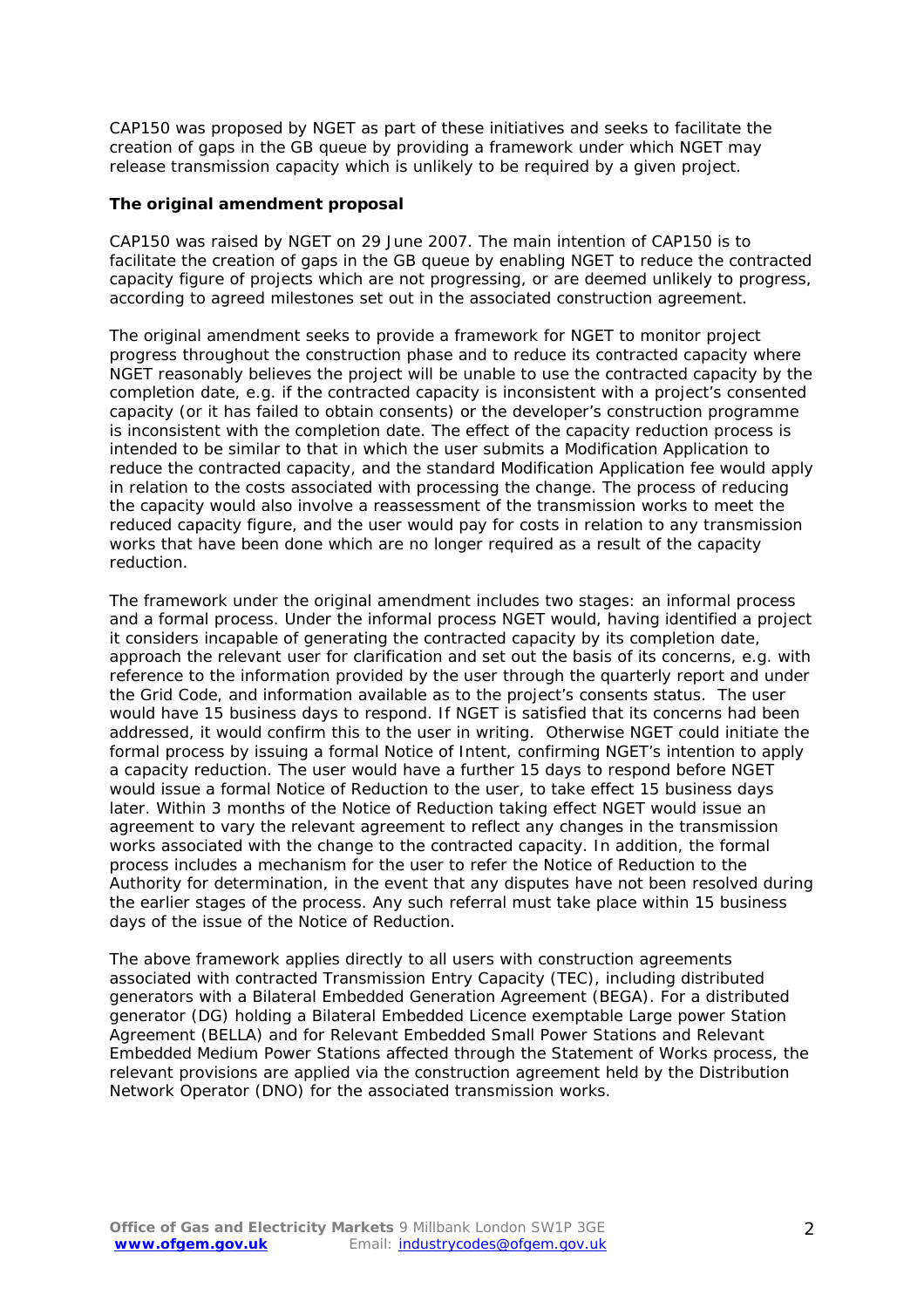CAP150 was proposed by NGET as part of these initiatives and seeks to facilitate the creation of gaps in the GB queue by providing a framework under which NGET may release transmission capacity which is unlikely to be required by a given project.

**The original amendment proposal**

CAP150 was raised by NGET on 29 June 2007. The main intention of CAP150 is to facilitate the creation of gaps in the GB queue by enabling NGET to reduce the contracted capacity figure of projects which are not progressing, or are deemed unlikely to progress, according to agreed milestones set out in the associated construction agreement.

The original amendment seeks to provide a framework for NGET to monitor project progress throughout the construction phase and to reduce its contracted capacity where NGET reasonably believes the project will be unable to use the contracted capacity by the completion date, e.g. if the contracted capacity is inconsistent with a project's consented capacity (or it has failed to obtain consents) or the developer's construction programme is inconsistent with the completion date. The effect of the capacity reduction process is intended to be similar to that in which the user submits a Modification Application to reduce the contracted capacity, and the standard Modification Application fee would apply in relation to the costs associated with processing the change. The process of reducing the capacity would also involve a reassessment of the transmission works to meet the reduced capacity figure, and the user would pay for costs in relation to any transmission works that have been done which are no longer required as a result of the capacity reduction.

The framework under the original amendment includes two stages: an informal process and a formal process. Under the informal process NGET would, having identified a project it considers incapable of generating the contracted capacity by its completion date, approach the relevant user for clarification and set out the basis of its concerns, e.g. with reference to the information provided by the user through the quarterly report and under the Grid Code, and information available as to the project's consents status. The user would have 15 business days to respond. If NGET is satisfied that its concerns had been addressed, it would confirm this to the user in writing. Otherwise NGET could initiate the formal process by issuing a formal Notice of Intent, confirming NGET's intention to apply a capacity reduction. The user would have a further 15 days to respond before NGET would issue a formal Notice of Reduction to the user, to take effect 15 business days later. Within 3 months of the Notice of Reduction taking effect NGET would issue an agreement to vary the relevant agreement to reflect any changes in the transmission works associated with the change to the contracted capacity. In addition, the formal process includes a mechanism for the user to refer the Notice of Reduction to the Authority for determination, in the event that any disputes have not been resolved during the earlier stages of the process. Any such referral must take place within 15 business days of the issue of the Notice of Reduction.

The above framework applies directly to all users with construction agreements associated with contracted Transmission Entry Capacity (TEC), including distributed generators with a Bilateral Embedded Generation Agreement (BEGA). For a distributed generator (DG) holding a Bilateral Embedded Licence exemptable Large power Station Agreement (BELLA) and for Relevant Embedded Small Power Stations and Relevant Embedded Medium Power Stations affected through the Statement of Works process, the relevant provisions are applied via the construction agreement held by the Distribution Network Operator (DNO) for the associated transmission works.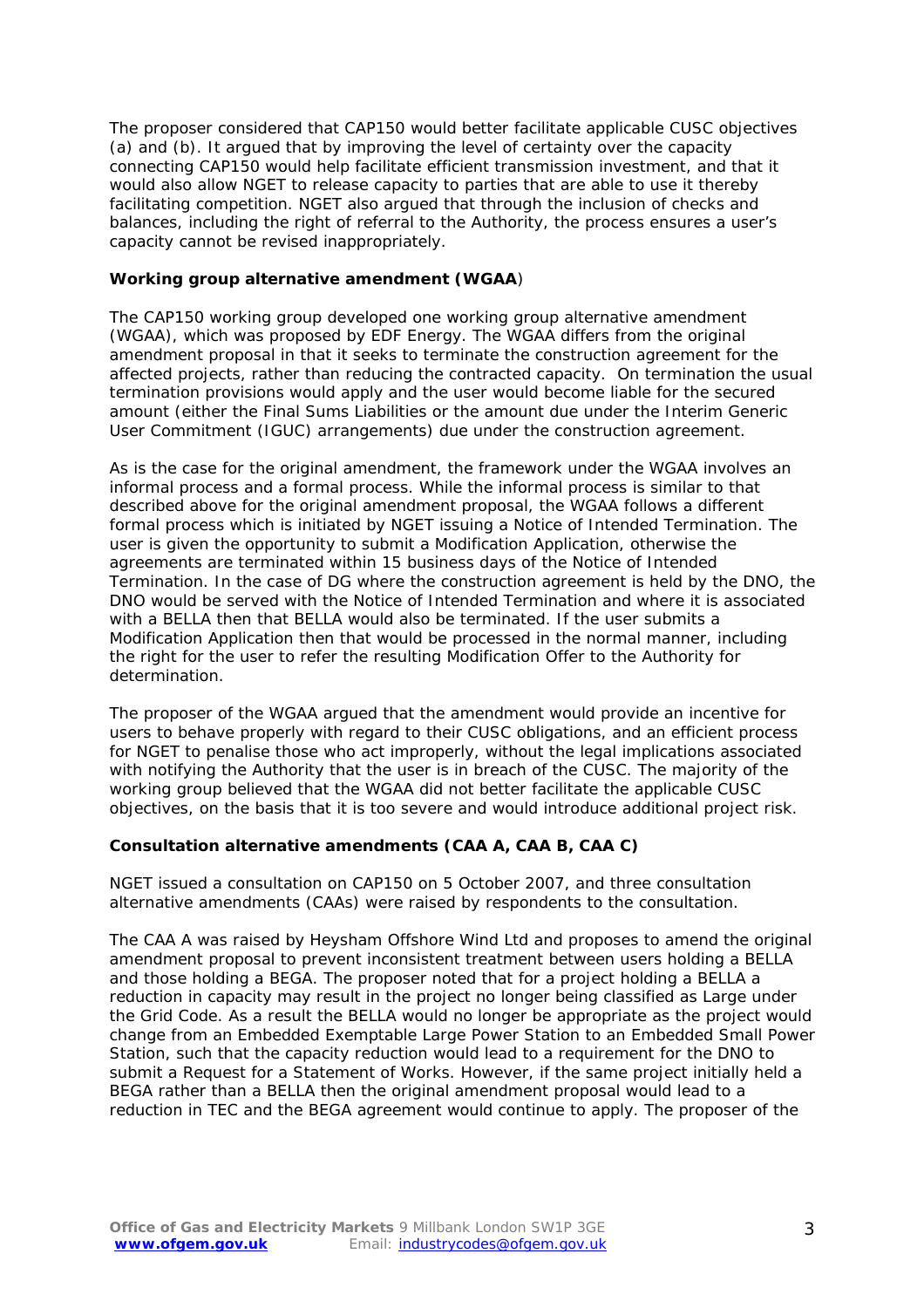The proposer considered that CAP150 would better facilitate applicable CUSC objectives (a) and (b). It argued that by improving the level of certainty over the capacity connecting CAP150 would help facilitate efficient transmission investment, and that it would also allow NGET to release capacity to parties that are able to use it thereby facilitating competition. NGET also argued that through the inclusion of checks and balances, including the right of referral to the Authority, the process ensures a user's capacity cannot be revised inappropriately.

**Working group alternative amendment (WGAA**)

The CAP150 working group developed one working group alternative amendment (WGAA), which was proposed by EDF Energy. The WGAA differs from the original amendment proposal in that it seeks to terminate the construction agreement for the affected projects, rather than reducing the contracted capacity. On termination the usual termination provisions would apply and the user would become liable for the secured amount (either the Final Sums Liabilities or the amount due under the Interim Generic User Commitment (IGUC) arrangements) due under the construction agreement.

As is the case for the original amendment, the framework under the WGAA involves an informal process and a formal process. While the informal process is similar to that described above for the original amendment proposal, the WGAA follows a different formal process which is initiated by NGET issuing a Notice of Intended Termination. The user is given the opportunity to submit a Modification Application, otherwise the agreements are terminated within 15 business days of the Notice of Intended Termination. In the case of DG where the construction agreement is held by the DNO, the DNO would be served with the Notice of Intended Termination and where it is associated with a BELLA then that BELLA would also be terminated. If the user submits a Modification Application then that would be processed in the normal manner, including the right for the user to refer the resulting Modification Offer to the Authority for determination.

The proposer of the WGAA argued that the amendment would provide an incentive for users to behave properly with regard to their CUSC obligations, and an efficient process for NGET to penalise those who act improperly, without the legal implications associated with notifying the Authority that the user is in breach of the CUSC. The majority of the working group believed that the WGAA did not better facilitate the applicable CUSC objectives, on the basis that it is too severe and would introduce additional project risk.

**Consultation alternative amendments (CAA A, CAA B, CAA C)**

NGET issued a consultation on CAP150 on 5 October 2007, and three consultation alternative amendments (CAAs) were raised by respondents to the consultation.

The CAA A was raised by Heysham Offshore Wind Ltd and proposes to amend the original amendment proposal to prevent inconsistent treatment between users holding a BELLA and those holding a BEGA. The proposer noted that for a project holding a BELLA a reduction in capacity may result in the project no longer being classified as Large under the Grid Code. As a result the BELLA would no longer be appropriate as the project would change from an Embedded Exemptable Large Power Station to an Embedded Small Power Station, such that the capacity reduction would lead to a requirement for the DNO to submit a Request for a Statement of Works. However, if the same project initially held a BEGA rather than a BELLA then the original amendment proposal would lead to a reduction in TEC and the BEGA agreement would continue to apply. The proposer of the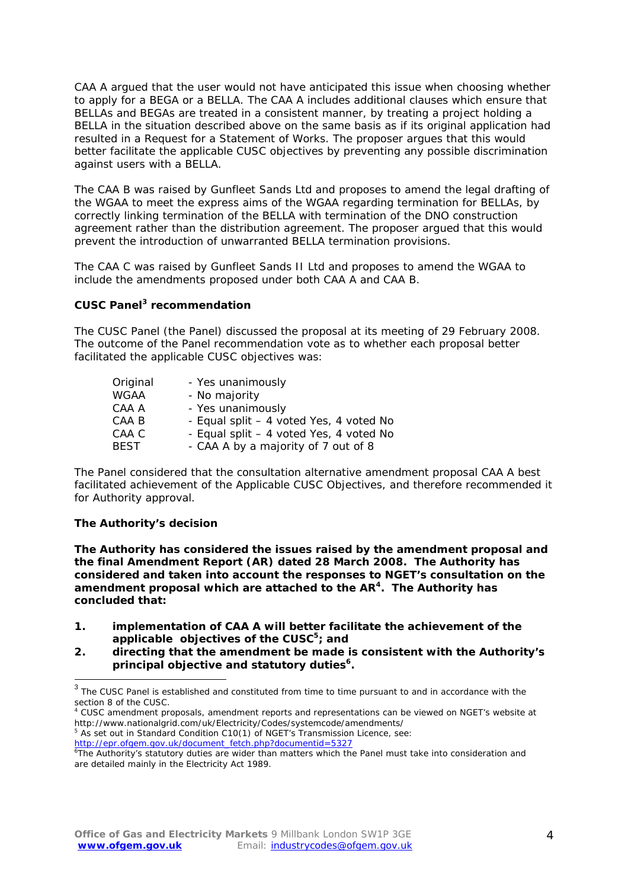CAA A argued that the user would not have anticipated this issue when choosing whether to apply for a BEGA or a BELLA. The CAA A includes additional clauses which ensure that BELLAs and BEGAs are treated in a consistent manner, by treating a project holding a BELLA in the situation described above on the same basis as if its original application had resulted in a Request for a Statement of Works. The proposer argues that this would better facilitate the applicable CUSC objectives by preventing any possible discrimination against users with a BELLA.

The CAA B was raised by Gunfleet Sands Ltd and proposes to amend the legal drafting of the WGAA to meet the express aims of the WGAA regarding termination for BELLAs, by correctly linking termination of the BELLA with termination of the DNO construction agreement rather than the distribution agreement. The proposer argued that this would prevent the introduction of unwarranted BELLA termination provisions.

The CAA C was raised by Gunfleet Sands II Ltd and proposes to amend the WGAA to include the amendments proposed under both CAA A and CAA B.

**CUSC Panel[3] recommendation**

The CUSC Panel (the Panel) discussed the proposal at its meeting of 29 February 2008. The outcome of the Panel recommendation vote as to whether each proposal better facilitated the applicable CUSC objectives was:

| | |
|---|---|
| Original | - Yes unanimously |
| WGAA | - No majority |
| CAA A | - Yes unanimously |
| CAA B | - Equal split – 4 voted Yes, 4 voted No |
| CAA C | - Equal split – 4 voted Yes, 4 voted No |
| BEST | - CAA A by a majority of 7 out of 8 |

The Panel considered that the consultation alternative amendment proposal CAA A best facilitated achievement of the Applicable CUSC Objectives, and therefore recommended it for Authority approval.

**The Authority's decision**

**The Authority has considered the issues raised by the amendment proposal and the final Amendment Report (AR) dated 28 March 2008. The Authority has considered and taken into account the responses to NGET's consultation on the amendment proposal which are attached to the AR[4]. The Authority has concluded that:**

1. **implementation of CAA A will better facilitate the achievement of the applicable objectives of the CUSC[5]; and**
2. **directing that the amendment be made is consistent with the Authority's principal objective and statutory duties[6].**

---

[3] The CUSC Panel is established and constituted from time to time pursuant to and in accordance with the section 8 of the CUSC.

[4] CUSC amendment proposals, amendment reports and representations can be viewed on NGET's website at http://www.nationalgrid.com/uk/Electricity/Codes/systemcode/amendments/

[5] As set out in Standard Condition C10(1) of NGET's Transmission Licence, see: http://epr.ofgem.gov.uk/document_fetch.php?documentid=5327

[6] The Authority's statutory duties are wider than matters which the Panel must take into consideration and are detailed mainly in the Electricity Act 1989.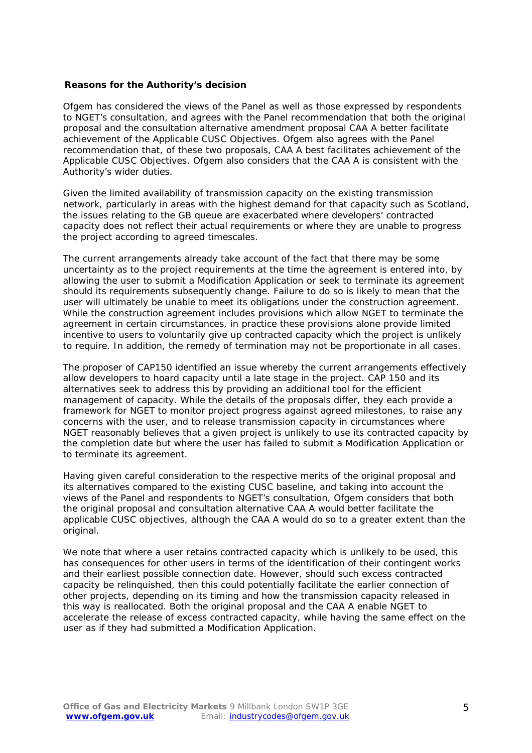**Reasons for the Authority's decision**

Ofgem has considered the views of the Panel as well as those expressed by respondents to NGET's consultation, and agrees with the Panel recommendation that both the original proposal and the consultation alternative amendment proposal CAA A better facilitate achievement of the Applicable CUSC Objectives. Ofgem also agrees with the Panel recommendation that, of these two proposals, CAA A best facilitates achievement of the Applicable CUSC Objectives. Ofgem also considers that the CAA A is consistent with the Authority's wider duties.

Given the limited availability of transmission capacity on the existing transmission network, particularly in areas with the highest demand for that capacity such as Scotland, the issues relating to the GB queue are exacerbated where developers' contracted capacity does not reflect their actual requirements or where they are unable to progress the project according to agreed timescales.

The current arrangements already take account of the fact that there may be some uncertainty as to the project requirements at the time the agreement is entered into, by allowing the user to submit a Modification Application or seek to terminate its agreement should its requirements subsequently change. Failure to do so is likely to mean that the user will ultimately be unable to meet its obligations under the construction agreement. While the construction agreement includes provisions which allow NGET to terminate the agreement in certain circumstances, in practice these provisions alone provide limited incentive to users to voluntarily give up contracted capacity which the project is unlikely to require. In addition, the remedy of termination may not be proportionate in all cases.

The proposer of CAP150 identified an issue whereby the current arrangements effectively allow developers to hoard capacity until a late stage in the project. CAP 150 and its alternatives seek to address this by providing an additional tool for the efficient management of capacity. While the details of the proposals differ, they each provide a framework for NGET to monitor project progress against agreed milestones, to raise any concerns with the user, and to release transmission capacity in circumstances where NGET reasonably believes that a given project is unlikely to use its contracted capacity by the completion date but where the user has failed to submit a Modification Application or to terminate its agreement.

Having given careful consideration to the respective merits of the original proposal and its alternatives compared to the existing CUSC baseline, and taking into account the views of the Panel and respondents to NGET's consultation, Ofgem considers that both the original proposal and consultation alternative CAA A would better facilitate the applicable CUSC objectives, although the CAA A would do so to a greater extent than the original.

We note that where a user retains contracted capacity which is unlikely to be used, this has consequences for other users in terms of the identification of their contingent works and their earliest possible connection date. However, should such excess contracted capacity be relinquished, then this could potentially facilitate the earlier connection of other projects, depending on its timing and how the transmission capacity released in this way is reallocated. Both the original proposal and the CAA A enable NGET to accelerate the release of excess contracted capacity, while having the same effect on the user as if they had submitted a Modification Application.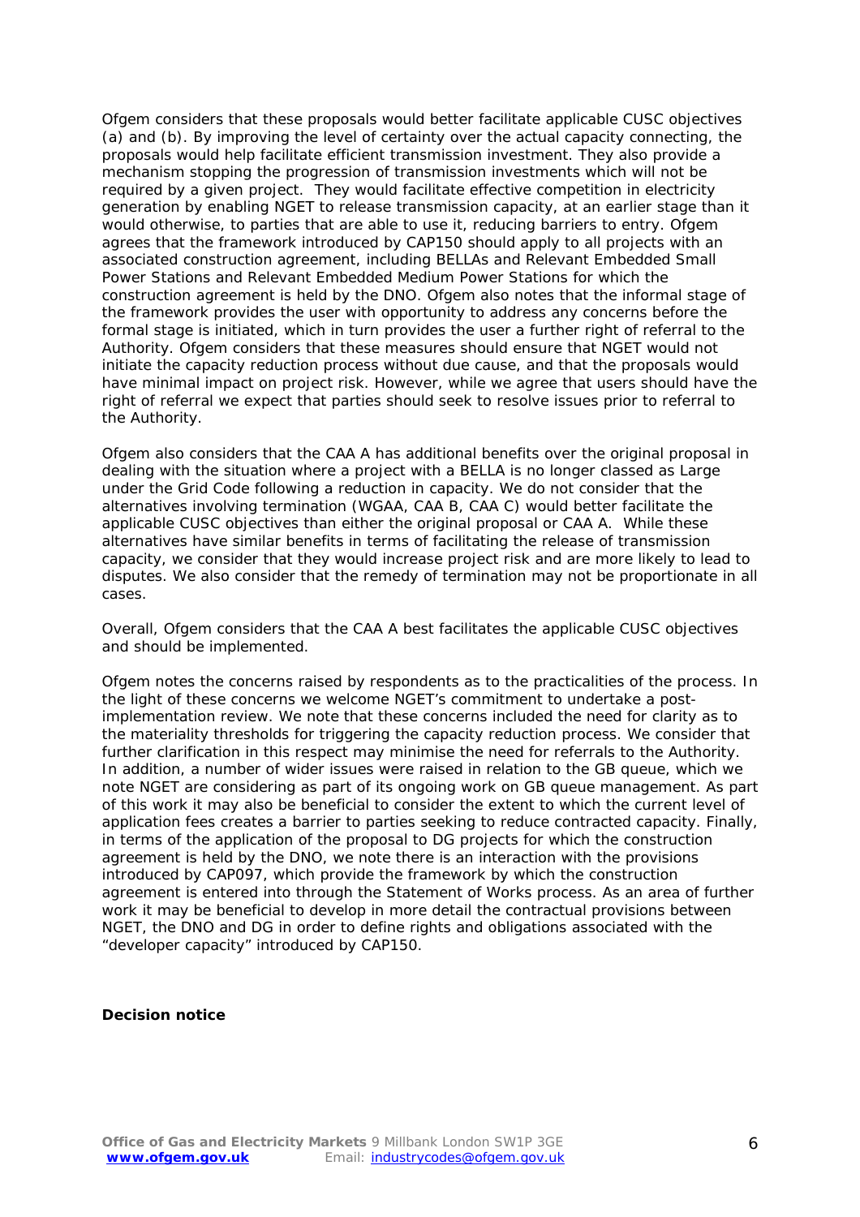Ofgem considers that these proposals would better facilitate applicable CUSC objectives (a) and (b). By improving the level of certainty over the actual capacity connecting, the proposals would help facilitate efficient transmission investment. They also provide a mechanism stopping the progression of transmission investments which will not be required by a given project. They would facilitate effective competition in electricity generation by enabling NGET to release transmission capacity, at an earlier stage than it would otherwise, to parties that are able to use it, reducing barriers to entry. Ofgem agrees that the framework introduced by CAP150 should apply to all projects with an associated construction agreement, including BELLAs and Relevant Embedded Small Power Stations and Relevant Embedded Medium Power Stations for which the construction agreement is held by the DNO. Ofgem also notes that the informal stage of the framework provides the user with opportunity to address any concerns before the formal stage is initiated, which in turn provides the user a further right of referral to the Authority. Ofgem considers that these measures should ensure that NGET would not initiate the capacity reduction process without due cause, and that the proposals would have minimal impact on project risk. However, while we agree that users should have the right of referral we expect that parties should seek to resolve issues prior to referral to the Authority.

Ofgem also considers that the CAA A has additional benefits over the original proposal in dealing with the situation where a project with a BELLA is no longer classed as Large under the Grid Code following a reduction in capacity. We do not consider that the alternatives involving termination (WGAA, CAA B, CAA C) would better facilitate the applicable CUSC objectives than either the original proposal or CAA A. While these alternatives have similar benefits in terms of facilitating the release of transmission capacity, we consider that they would increase project risk and are more likely to lead to disputes. We also consider that the remedy of termination may not be proportionate in all cases.

Overall, Ofgem considers that the CAA A best facilitates the applicable CUSC objectives and should be implemented.

Ofgem notes the concerns raised by respondents as to the practicalities of the process. In the light of these concerns we welcome NGET's commitment to undertake a post-implementation review. We note that these concerns included the need for clarity as to the materiality thresholds for triggering the capacity reduction process. We consider that further clarification in this respect may minimise the need for referrals to the Authority. In addition, a number of wider issues were raised in relation to the GB queue, which we note NGET are considering as part of its ongoing work on GB queue management. As part of this work it may also be beneficial to consider the extent to which the current level of application fees creates a barrier to parties seeking to reduce contracted capacity. Finally, in terms of the application of the proposal to DG projects for which the construction agreement is held by the DNO, we note there is an interaction with the provisions introduced by CAP097, which provide the framework by which the construction agreement is entered into through the Statement of Works process. As an area of further work it may be beneficial to develop in more detail the contractual provisions between NGET, the DNO and DG in order to define rights and obligations associated with the "developer capacity" introduced by CAP150.

**Decision notice**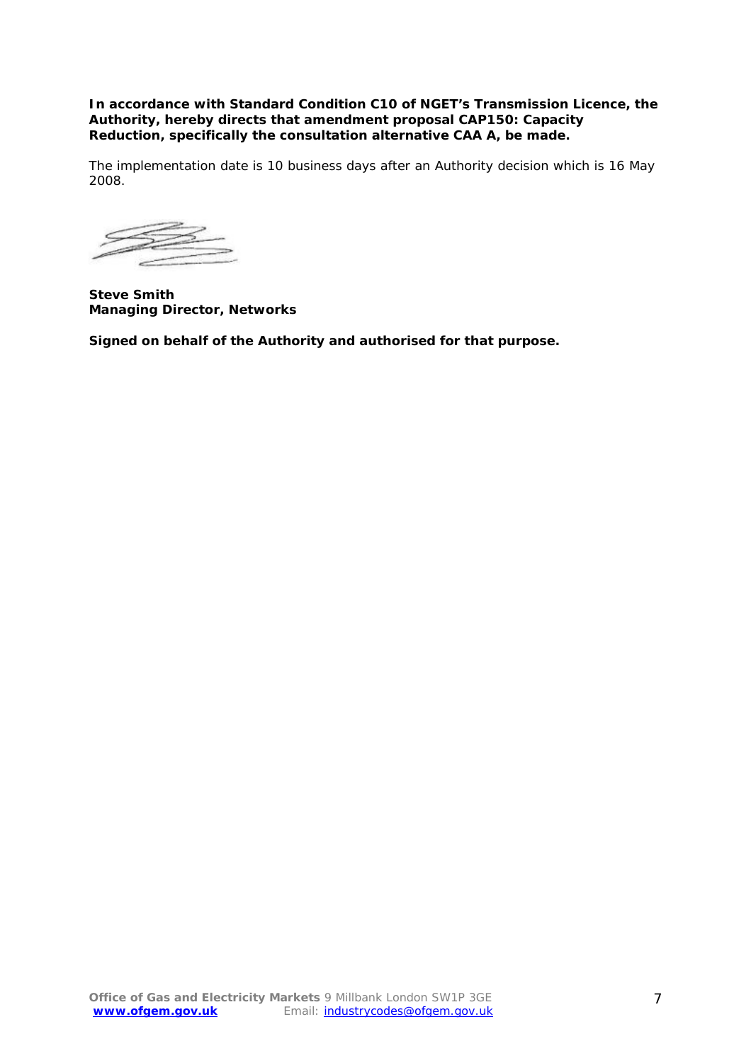**In accordance with Standard Condition C10 of NGET's Transmission Licence, the Authority, hereby directs that amendment proposal CAP150: Capacity Reduction, specifically the consultation alternative CAA A, be made.**

The implementation date is 10 business days after an Authority decision which is 16 May 2008.

**Steve Smith**
**Managing Director, Networks**

**Signed on behalf of the Authority and authorised for that purpose.**